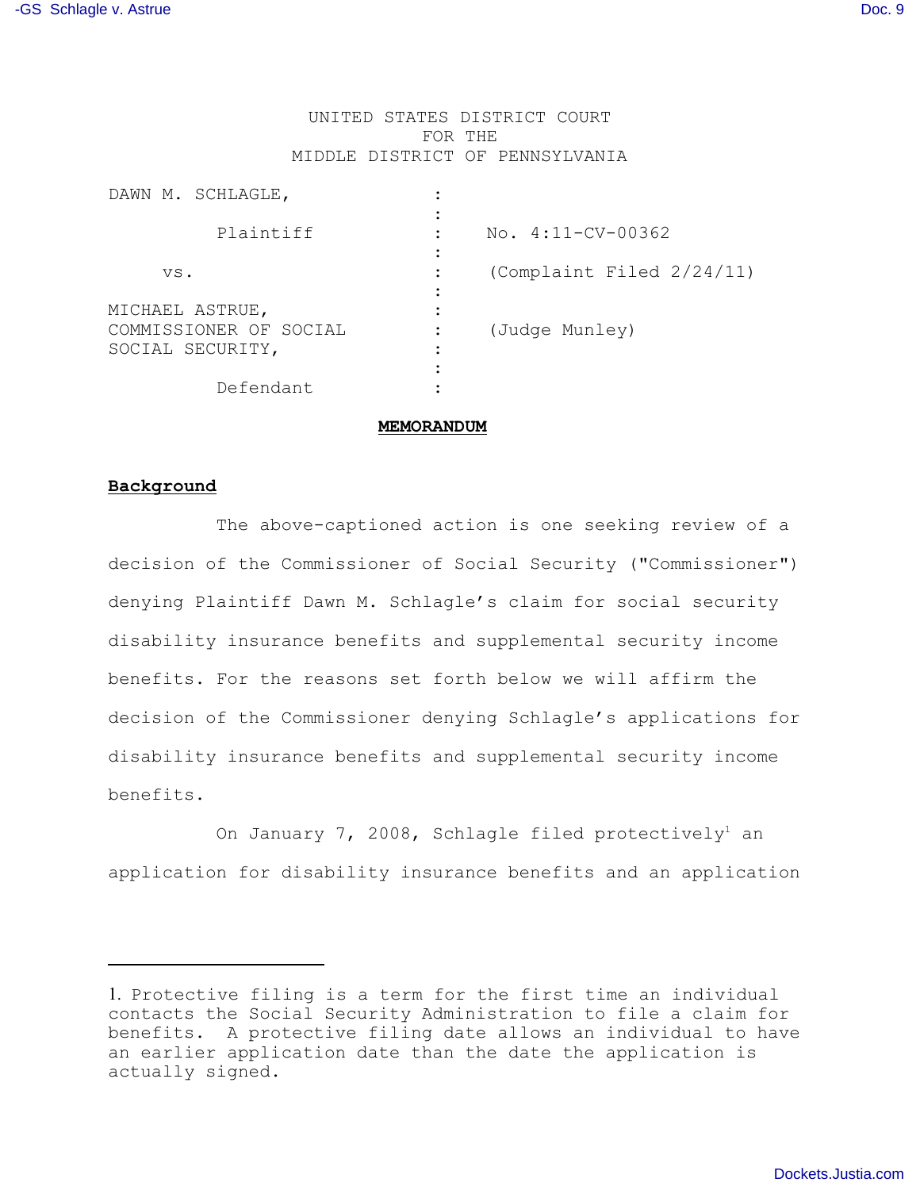UNITED STATES DISTRICT COURT
FOR THE
MIDDLE DISTRICT OF PENNSYLVANIA

| | | |
|---|---|---|
| DAWN M. SCHLAGLE, | : | |
| Plaintiff | : | No. 4:11-CV-00362 |
| vs. | : | (Complaint Filed 2/24/11) |
| MICHAEL ASTRUE, COMMISSIONER OF SOCIAL SOCIAL SECURITY, | : | (Judge Munley) |
| Defendant | : | |

**MEMORANDUM**

**Background**

The above-captioned action is one seeking review of a decision of the Commissioner of Social Security ("Commissioner") denying Plaintiff Dawn M. Schlagle's claim for social security disability insurance benefits and supplemental security income benefits. For the reasons set forth below we will affirm the decision of the Commissioner denying Schlagle's applications for disability insurance benefits and supplemental security income benefits.

On January 7, 2008, Schlagle filed protectively[1] an application for disability insurance benefits and an application

1. Protective filing is a term for the first time an individual contacts the Social Security Administration to file a claim for benefits. A protective filing date allows an individual to have an earlier application date than the date the application is actually signed.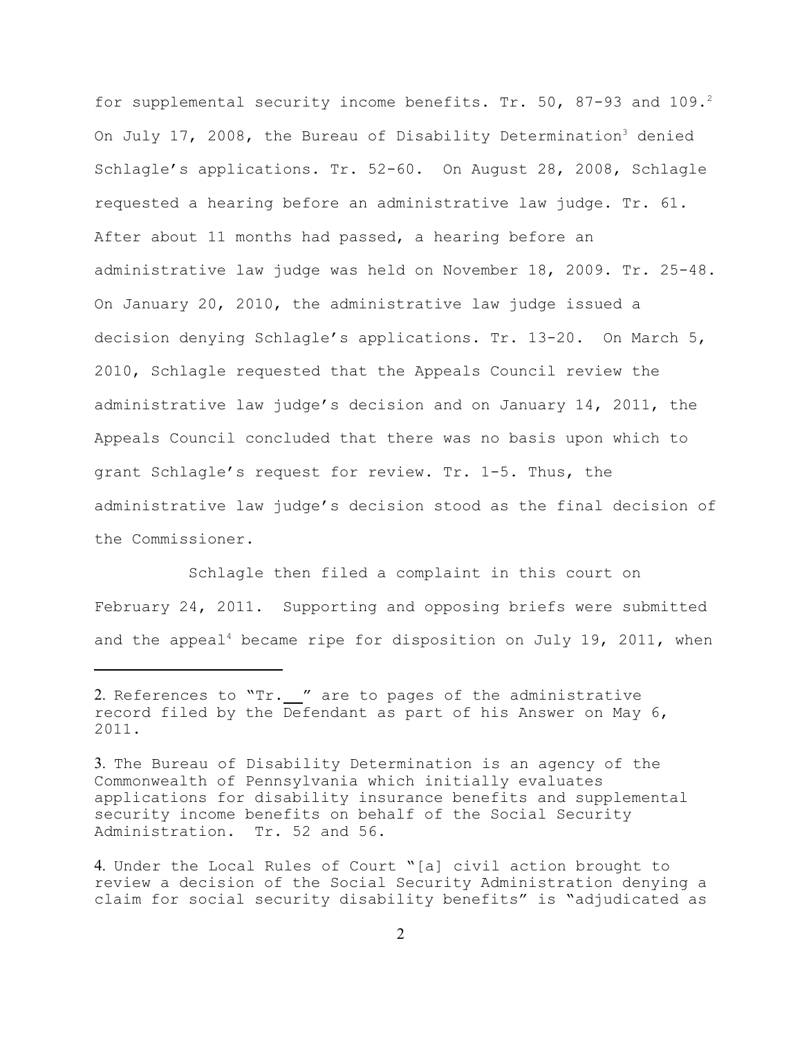for supplemental security income benefits. Tr. 50, 87-93 and 109.[2] On July 17, 2008, the Bureau of Disability Determination[3] denied Schlagle's applications. Tr. 52-60. On August 28, 2008, Schlagle requested a hearing before an administrative law judge. Tr. 61. After about 11 months had passed, a hearing before an administrative law judge was held on November 18, 2009. Tr. 25-48. On January 20, 2010, the administrative law judge issued a decision denying Schlagle's applications. Tr. 13-20. On March 5, 2010, Schlagle requested that the Appeals Council review the administrative law judge's decision and on January 14, 2011, the Appeals Council concluded that there was no basis upon which to grant Schlagle's request for review. Tr. 1-5. Thus, the administrative law judge's decision stood as the final decision of the Commissioner.

Schlagle then filed a complaint in this court on February 24, 2011. Supporting and opposing briefs were submitted and the appeal[4] became ripe for disposition on July 19, 2011, when

---

2. References to "Tr.__" are to pages of the administrative record filed by the Defendant as part of his Answer on May 6, 2011.

3. The Bureau of Disability Determination is an agency of the Commonwealth of Pennsylvania which initially evaluates applications for disability insurance benefits and supplemental security income benefits on behalf of the Social Security Administration. Tr. 52 and 56.

4. Under the Local Rules of Court "[a] civil action brought to review a decision of the Social Security Administration denying a claim for social security disability benefits" is "adjudicated as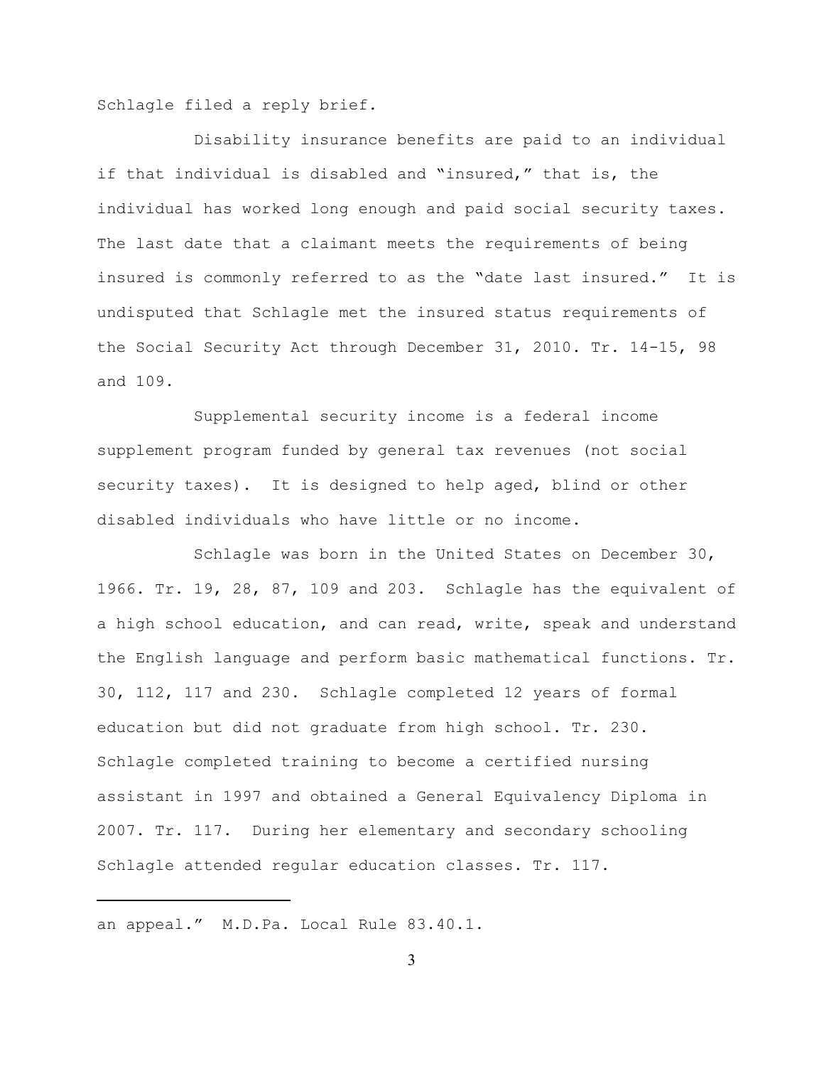Schlagle filed a reply brief.

Disability insurance benefits are paid to an individual if that individual is disabled and "insured," that is, the individual has worked long enough and paid social security taxes. The last date that a claimant meets the requirements of being insured is commonly referred to as the "date last insured." It is undisputed that Schlagle met the insured status requirements of the Social Security Act through December 31, 2010. Tr. 14-15, 98 and 109.

Supplemental security income is a federal income supplement program funded by general tax revenues (not social security taxes). It is designed to help aged, blind or other disabled individuals who have little or no income.

Schlagle was born in the United States on December 30, 1966. Tr. 19, 28, 87, 109 and 203. Schlagle has the equivalent of a high school education, and can read, write, speak and understand the English language and perform basic mathematical functions. Tr. 30, 112, 117 and 230. Schlagle completed 12 years of formal education but did not graduate from high school. Tr. 230. Schlagle completed training to become a certified nursing assistant in 1997 and obtained a General Equivalency Diploma in 2007. Tr. 117. During her elementary and secondary schooling Schlagle attended regular education classes. Tr. 117.

---

an appeal." M.D.Pa. Local Rule 83.40.1.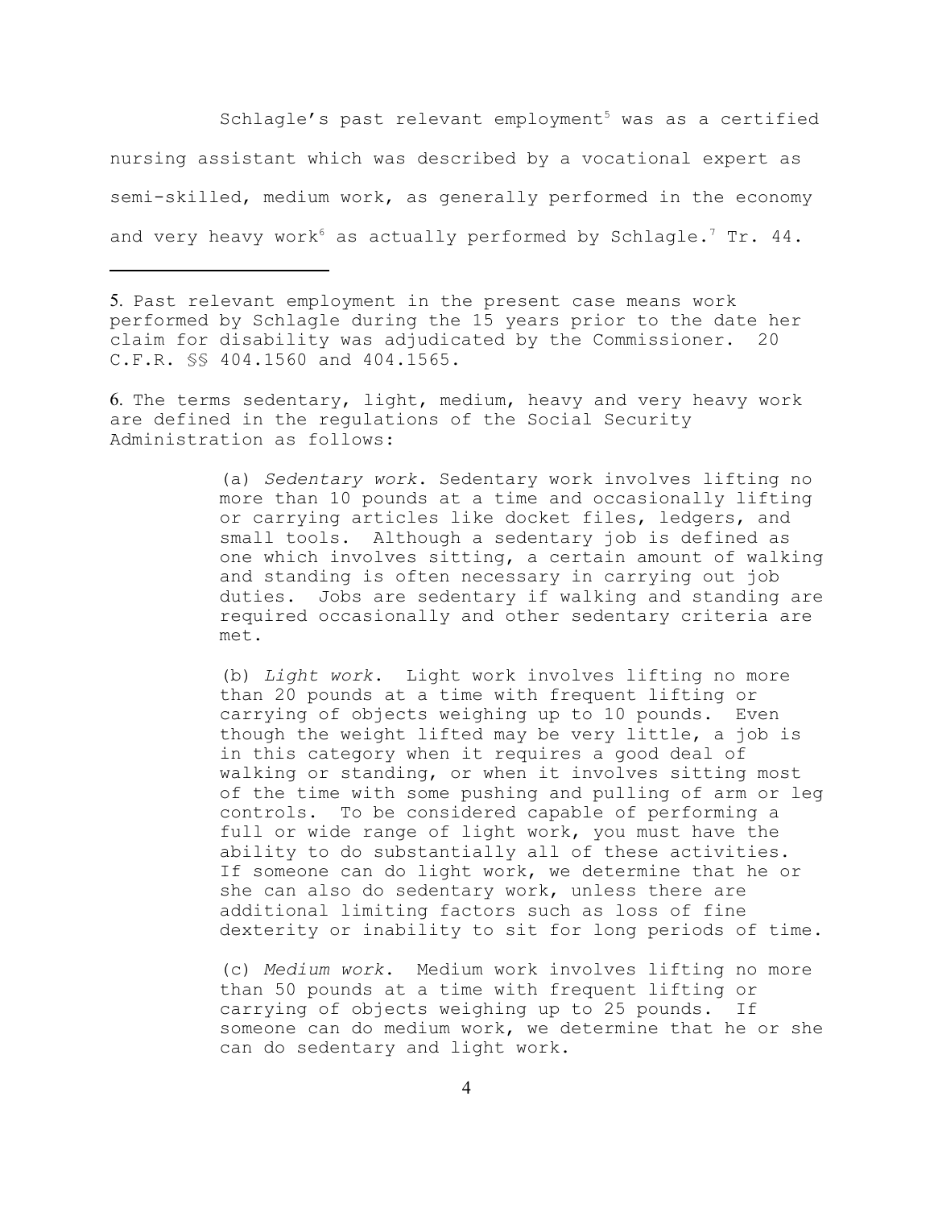Schlagle's past relevant employment[5] was as a certified nursing assistant which was described by a vocational expert as semi-skilled, medium work, as generally performed in the economy and very heavy work[6] as actually performed by Schlagle.[7] Tr. 44.

---

5. Past relevant employment in the present case means work performed by Schlagle during the 15 years prior to the date her claim for disability was adjudicated by the Commissioner. 20 C.F.R. §§ 404.1560 and 404.1565.

6. The terms sedentary, light, medium, heavy and very heavy work are defined in the regulations of the Social Security Administration as follows:

> (a) *Sedentary work*. Sedentary work involves lifting no more than 10 pounds at a time and occasionally lifting or carrying articles like docket files, ledgers, and small tools. Although a sedentary job is defined as one which involves sitting, a certain amount of walking and standing is often necessary in carrying out job duties. Jobs are sedentary if walking and standing are required occasionally and other sedentary criteria are met.
>
> (b) *Light work*. Light work involves lifting no more than 20 pounds at a time with frequent lifting or carrying of objects weighing up to 10 pounds. Even though the weight lifted may be very little, a job is in this category when it requires a good deal of walking or standing, or when it involves sitting most of the time with some pushing and pulling of arm or leg controls. To be considered capable of performing a full or wide range of light work, you must have the ability to do substantially all of these activities. If someone can do light work, we determine that he or she can also do sedentary work, unless there are additional limiting factors such as loss of fine dexterity or inability to sit for long periods of time.
>
> (c) *Medium work*. Medium work involves lifting no more than 50 pounds at a time with frequent lifting or carrying of objects weighing up to 25 pounds. If someone can do medium work, we determine that he or she can do sedentary and light work.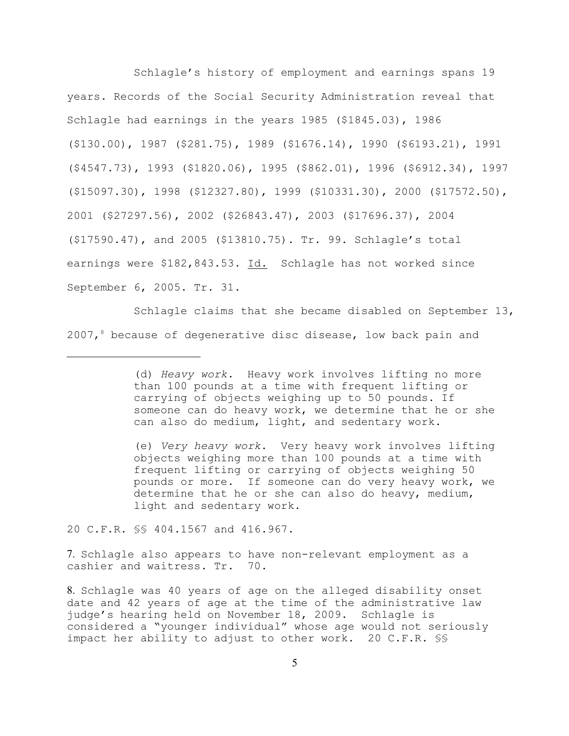Schlagle's history of employment and earnings spans 19 years. Records of the Social Security Administration reveal that Schlagle had earnings in the years 1985 ($1845.03), 1986 ($130.00), 1987 ($281.75), 1989 ($1676.14), 1990 ($6193.21), 1991 ($4547.73), 1993 ($1820.06), 1995 ($862.01), 1996 ($6912.34), 1997 ($15097.30), 1998 ($12327.80), 1999 ($10331.30), 2000 ($17572.50), 2001 ($27297.56), 2002 ($26843.47), 2003 ($17696.37), 2004 ($17590.47), and 2005 ($13810.75). Tr. 99. Schlagle's total earnings were $182,843.53. Id. Schlagle has not worked since September 6, 2005. Tr. 31.

Schlagle claims that she became disabled on September 13, 2007,[8] because of degenerative disc disease, low back pain and

---

> (d) *Heavy work*. Heavy work involves lifting no more than 100 pounds at a time with frequent lifting or carrying of objects weighing up to 50 pounds. If someone can do heavy work, we determine that he or she can also do medium, light, and sedentary work.
>
> (e) *Very heavy work*. Very heavy work involves lifting objects weighing more than 100 pounds at a time with frequent lifting or carrying of objects weighing 50 pounds or more. If someone can do very heavy work, we determine that he or she can also do heavy, medium, light and sedentary work.

20 C.F.R. §§ 404.1567 and 416.967.

7. Schlagle also appears to have non-relevant employment as a cashier and waitress. Tr. 70.

8. Schlagle was 40 years of age on the alleged disability onset date and 42 years of age at the time of the administrative law judge's hearing held on November 18, 2009. Schlagle is considered a "younger individual" whose age would not seriously impact her ability to adjust to other work. 20 C.F.R. §§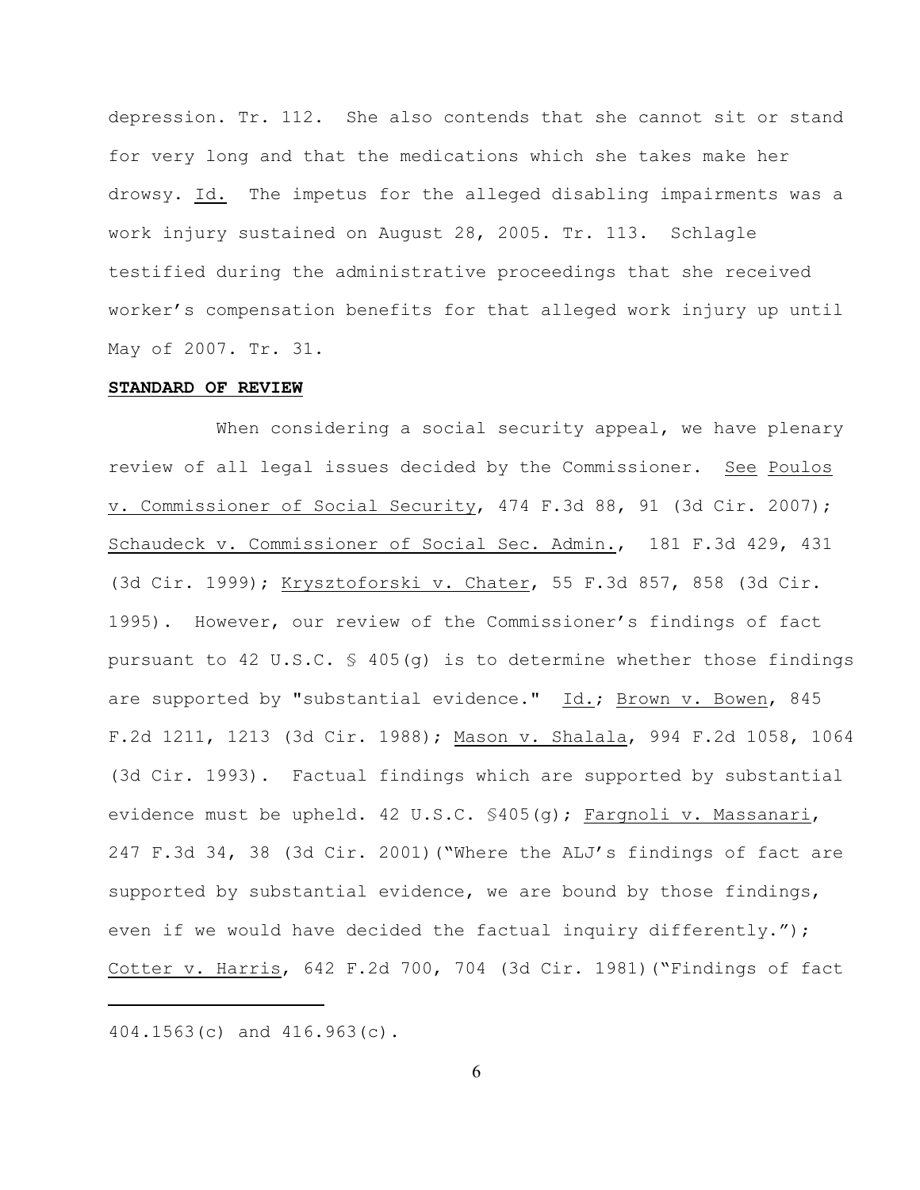depression. Tr. 112. She also contends that she cannot sit or stand for very long and that the medications which she takes make her drowsy. Id. The impetus for the alleged disabling impairments was a work injury sustained on August 28, 2005. Tr. 113. Schlagle testified during the administrative proceedings that she received worker's compensation benefits for that alleged work injury up until May of 2007. Tr. 31.

**STANDARD OF REVIEW**

When considering a social security appeal, we have plenary review of all legal issues decided by the Commissioner. See Poulos v. Commissioner of Social Security, 474 F.3d 88, 91 (3d Cir. 2007); Schaudeck v. Commissioner of Social Sec. Admin., 181 F.3d 429, 431 (3d Cir. 1999); Krysztoforski v. Chater, 55 F.3d 857, 858 (3d Cir. 1995). However, our review of the Commissioner's findings of fact pursuant to 42 U.S.C. § 405(g) is to determine whether those findings are supported by "substantial evidence." Id.; Brown v. Bowen, 845 F.2d 1211, 1213 (3d Cir. 1988); Mason v. Shalala, 994 F.2d 1058, 1064 (3d Cir. 1993). Factual findings which are supported by substantial evidence must be upheld. 42 U.S.C. §405(g); Fargnoli v. Massanari, 247 F.3d 34, 38 (3d Cir. 2001)("Where the ALJ's findings of fact are supported by substantial evidence, we are bound by those findings, even if we would have decided the factual inquiry differently."); Cotter v. Harris, 642 F.2d 700, 704 (3d Cir. 1981)("Findings of fact

---

404.1563(c) and 416.963(c).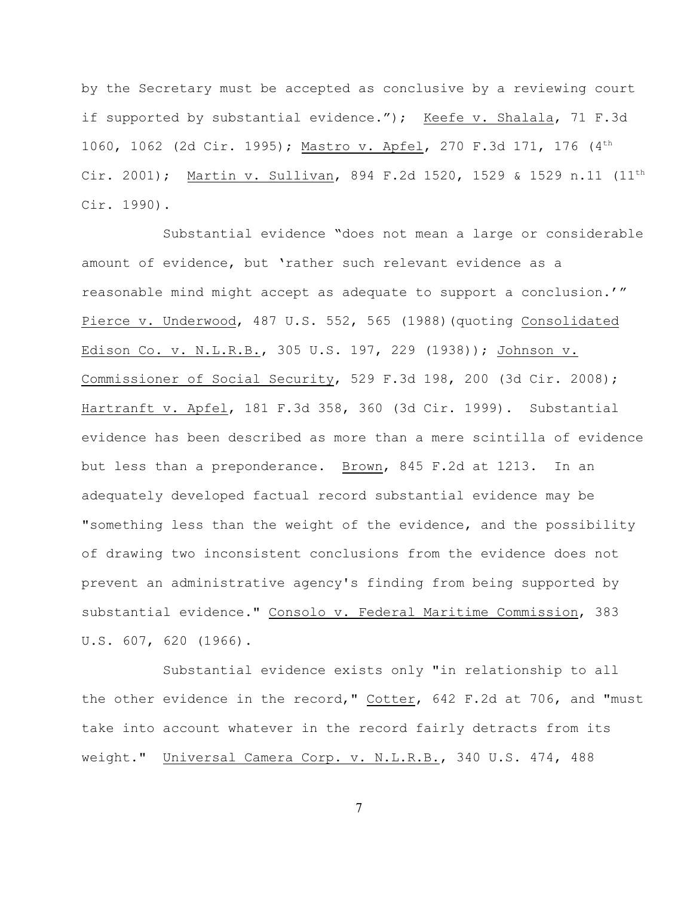by the Secretary must be accepted as conclusive by a reviewing court if supported by substantial evidence."); Keefe v. Shalala, 71 F.3d 1060, 1062 (2d Cir. 1995); Mastro v. Apfel, 270 F.3d 171, 176 (4th Cir. 2001); Martin v. Sullivan, 894 F.2d 1520, 1529 & 1529 n.11 (11th Cir. 1990).

Substantial evidence "does not mean a large or considerable amount of evidence, but 'rather such relevant evidence as a reasonable mind might accept as adequate to support a conclusion.'" Pierce v. Underwood, 487 U.S. 552, 565 (1988)(quoting Consolidated Edison Co. v. N.L.R.B., 305 U.S. 197, 229 (1938)); Johnson v. Commissioner of Social Security, 529 F.3d 198, 200 (3d Cir. 2008); Hartranft v. Apfel, 181 F.3d 358, 360 (3d Cir. 1999). Substantial evidence has been described as more than a mere scintilla of evidence but less than a preponderance. Brown, 845 F.2d at 1213. In an adequately developed factual record substantial evidence may be "something less than the weight of the evidence, and the possibility of drawing two inconsistent conclusions from the evidence does not prevent an administrative agency's finding from being supported by substantial evidence." Consolo v. Federal Maritime Commission, 383 U.S. 607, 620 (1966).

Substantial evidence exists only "in relationship to all the other evidence in the record," Cotter, 642 F.2d at 706, and "must take into account whatever in the record fairly detracts from its weight." Universal Camera Corp. v. N.L.R.B., 340 U.S. 474, 488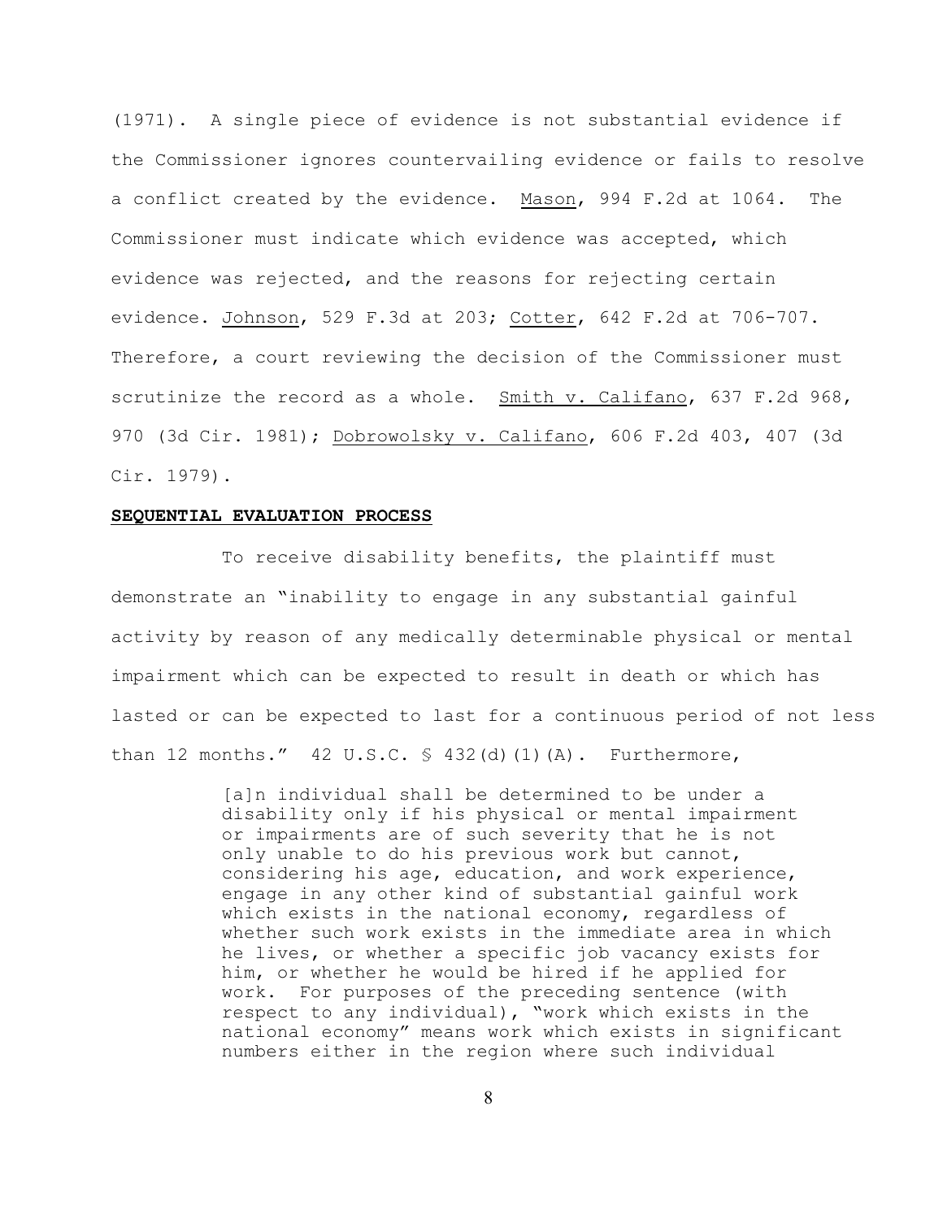(1971). A single piece of evidence is not substantial evidence if the Commissioner ignores countervailing evidence or fails to resolve a conflict created by the evidence. Mason, 994 F.2d at 1064. The Commissioner must indicate which evidence was accepted, which evidence was rejected, and the reasons for rejecting certain evidence. Johnson, 529 F.3d at 203; Cotter, 642 F.2d at 706-707. Therefore, a court reviewing the decision of the Commissioner must scrutinize the record as a whole. Smith v. Califano, 637 F.2d 968, 970 (3d Cir. 1981); Dobrowolsky v. Califano, 606 F.2d 403, 407 (3d Cir. 1979).

**SEQUENTIAL EVALUATION PROCESS**

To receive disability benefits, the plaintiff must demonstrate an "inability to engage in any substantial gainful activity by reason of any medically determinable physical or mental impairment which can be expected to result in death or which has lasted or can be expected to last for a continuous period of not less than 12 months." 42 U.S.C. § 432(d)(1)(A). Furthermore,

> [a]n individual shall be determined to be under a disability only if his physical or mental impairment or impairments are of such severity that he is not only unable to do his previous work but cannot, considering his age, education, and work experience, engage in any other kind of substantial gainful work which exists in the national economy, regardless of whether such work exists in the immediate area in which he lives, or whether a specific job vacancy exists for him, or whether he would be hired if he applied for work. For purposes of the preceding sentence (with respect to any individual), "work which exists in the national economy" means work which exists in significant numbers either in the region where such individual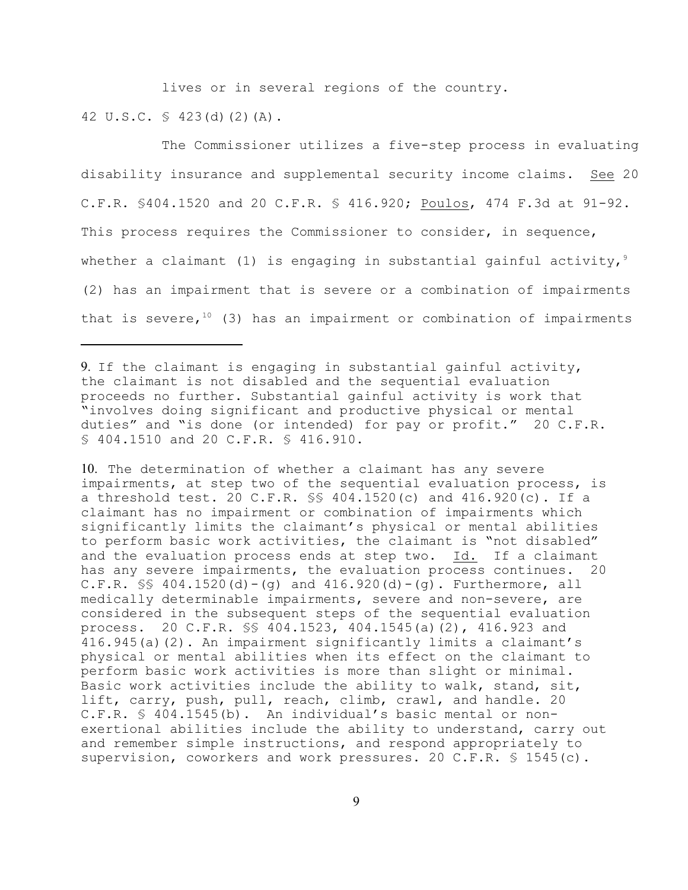lives or in several regions of the country.

42 U.S.C. § 423(d)(2)(A).

The Commissioner utilizes a five-step process in evaluating disability insurance and supplemental security income claims. See 20 C.F.R. §404.1520 and 20 C.F.R. § 416.920; Poulos, 474 F.3d at 91-92. This process requires the Commissioner to consider, in sequence, whether a claimant (1) is engaging in substantial gainful activity,[9] (2) has an impairment that is severe or a combination of impairments that is severe,[10] (3) has an impairment or combination of impairments

---

9. If the claimant is engaging in substantial gainful activity, the claimant is not disabled and the sequential evaluation proceeds no further. Substantial gainful activity is work that "involves doing significant and productive physical or mental duties" and "is done (or intended) for pay or profit." 20 C.F.R. § 404.1510 and 20 C.F.R. § 416.910.

10. The determination of whether a claimant has any severe impairments, at step two of the sequential evaluation process, is a threshold test. 20 C.F.R. §§ 404.1520(c) and 416.920(c). If a claimant has no impairment or combination of impairments which significantly limits the claimant's physical or mental abilities to perform basic work activities, the claimant is "not disabled" and the evaluation process ends at step two. Id. If a claimant has any severe impairments, the evaluation process continues. 20 C.F.R. §§ 404.1520(d)-(g) and 416.920(d)-(g). Furthermore, all medically determinable impairments, severe and non-severe, are considered in the subsequent steps of the sequential evaluation process. 20 C.F.R. §§ 404.1523, 404.1545(a)(2), 416.923 and 416.945(a)(2). An impairment significantly limits a claimant's physical or mental abilities when its effect on the claimant to perform basic work activities is more than slight or minimal. Basic work activities include the ability to walk, stand, sit, lift, carry, push, pull, reach, climb, crawl, and handle. 20 C.F.R. § 404.1545(b). An individual's basic mental or non-exertional abilities include the ability to understand, carry out and remember simple instructions, and respond appropriately to supervision, coworkers and work pressures. 20 C.F.R. § 1545(c).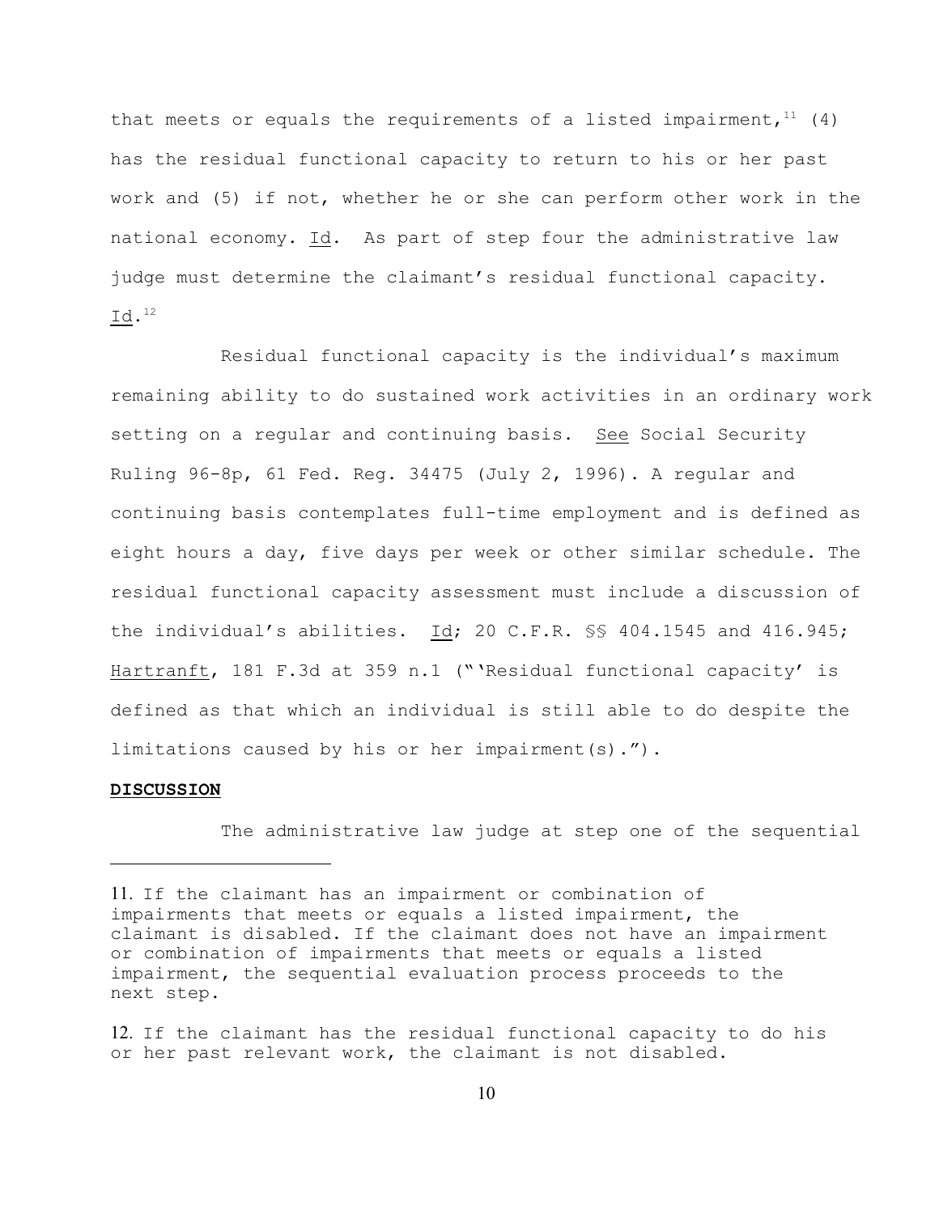that meets or equals the requirements of a listed impairment,[11] (4) has the residual functional capacity to return to his or her past work and (5) if not, whether he or she can perform other work in the national economy. Id. As part of step four the administrative law judge must determine the claimant's residual functional capacity. Id.[12]

Residual functional capacity is the individual's maximum remaining ability to do sustained work activities in an ordinary work setting on a regular and continuing basis. See Social Security Ruling 96-8p, 61 Fed. Reg. 34475 (July 2, 1996). A regular and continuing basis contemplates full-time employment and is defined as eight hours a day, five days per week or other similar schedule. The residual functional capacity assessment must include a discussion of the individual's abilities. Id; 20 C.F.R. §§ 404.1545 and 416.945; Hartranft, 181 F.3d at 359 n.1 ("'Residual functional capacity' is defined as that which an individual is still able to do despite the limitations caused by his or her impairment(s).").

**DISCUSSION**

The administrative law judge at step one of the sequential

---

11. If the claimant has an impairment or combination of impairments that meets or equals a listed impairment, the claimant is disabled. If the claimant does not have an impairment or combination of impairments that meets or equals a listed impairment, the sequential evaluation process proceeds to the next step.

12. If the claimant has the residual functional capacity to do his or her past relevant work, the claimant is not disabled.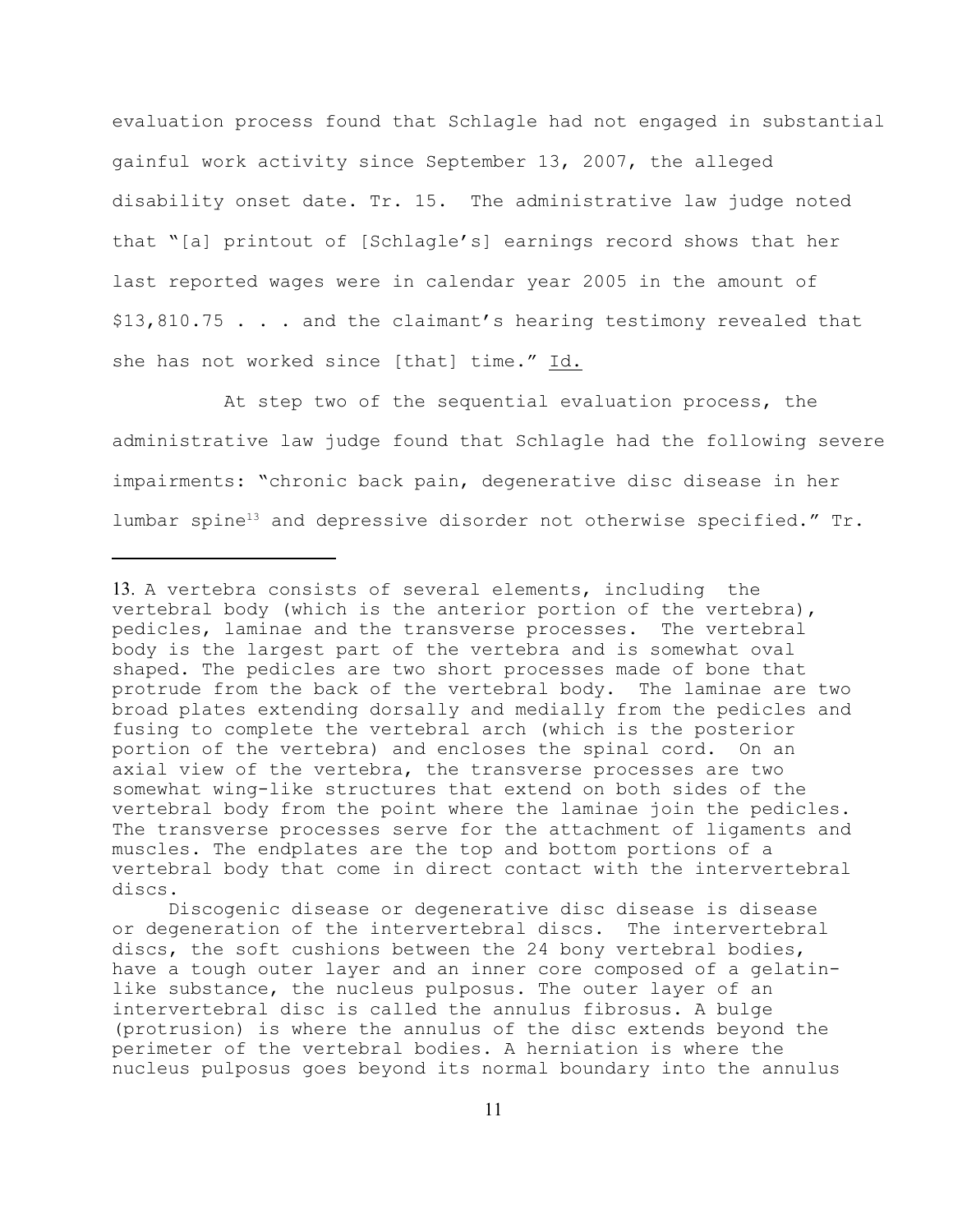evaluation process found that Schlagle had not engaged in substantial gainful work activity since September 13, 2007, the alleged disability onset date. Tr. 15. The administrative law judge noted that "[a] printout of [Schlagle's] earnings record shows that her last reported wages were in calendar year 2005 in the amount of $13,810.75 . . . and the claimant's hearing testimony revealed that she has not worked since [that] time." Id.

At step two of the sequential evaluation process, the administrative law judge found that Schlagle had the following severe impairments: "chronic back pain, degenerative disc disease in her lumbar spine[13] and depressive disorder not otherwise specified." Tr.

---

13. A vertebra consists of several elements, including the vertebral body (which is the anterior portion of the vertebra), pedicles, laminae and the transverse processes. The vertebral body is the largest part of the vertebra and is somewhat oval shaped. The pedicles are two short processes made of bone that protrude from the back of the vertebral body. The laminae are two broad plates extending dorsally and medially from the pedicles and fusing to complete the vertebral arch (which is the posterior portion of the vertebra) and encloses the spinal cord. On an axial view of the vertebra, the transverse processes are two somewhat wing-like structures that extend on both sides of the vertebral body from the point where the laminae join the pedicles. The transverse processes serve for the attachment of ligaments and muscles. The endplates are the top and bottom portions of a vertebral body that come in direct contact with the intervertebral discs.

Discogenic disease or degenerative disc disease is disease or degeneration of the intervertebral discs. The intervertebral discs, the soft cushions between the 24 bony vertebral bodies, have a tough outer layer and an inner core composed of a gelatin-like substance, the nucleus pulposus. The outer layer of an intervertebral disc is called the annulus fibrosus. A bulge (protrusion) is where the annulus of the disc extends beyond the perimeter of the vertebral bodies. A herniation is where the nucleus pulposus goes beyond its normal boundary into the annulus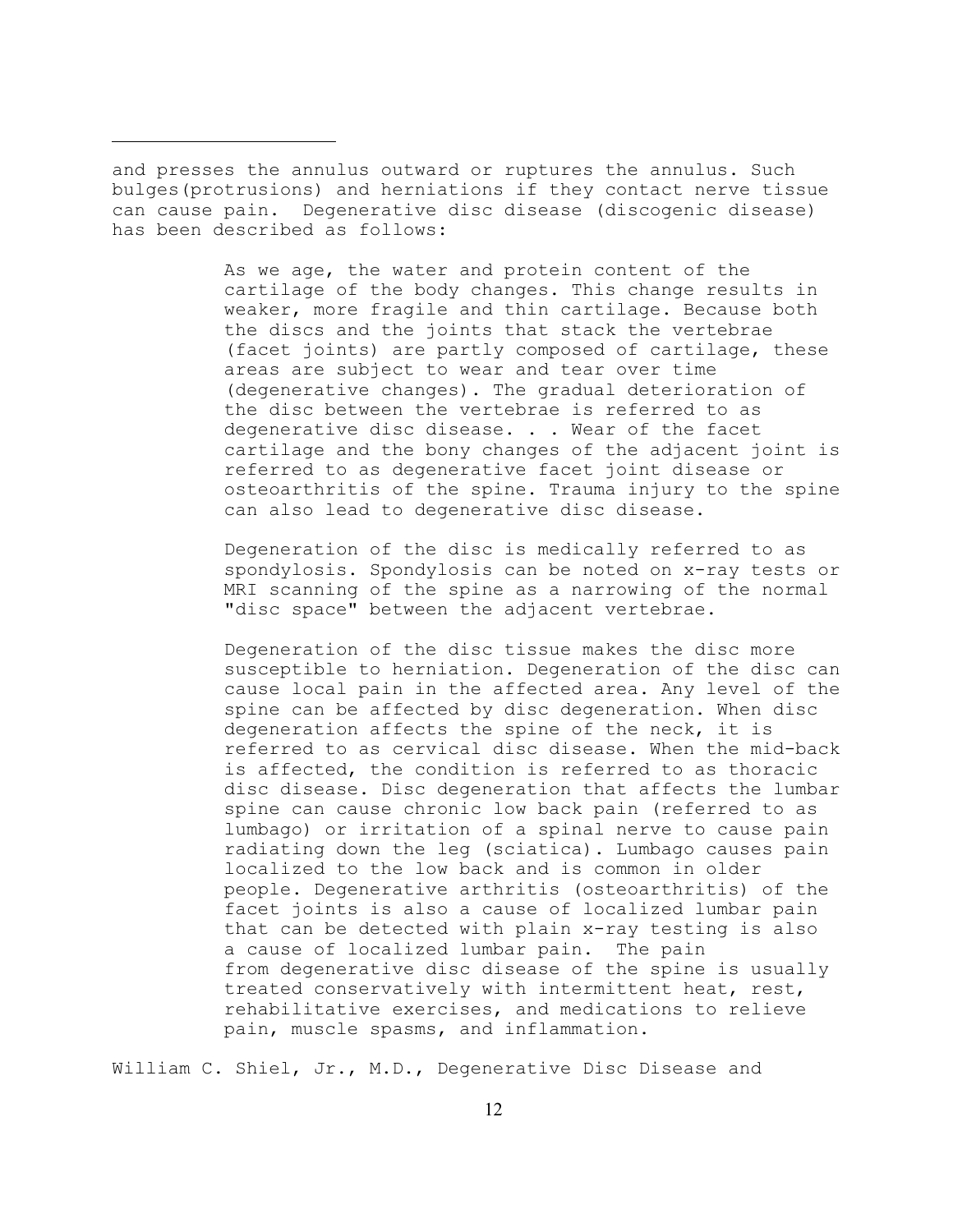and presses the annulus outward or ruptures the annulus. Such bulges(protrusions) and herniations if they contact nerve tissue can cause pain. Degenerative disc disease (discogenic disease) has been described as follows:

> As we age, the water and protein content of the cartilage of the body changes. This change results in weaker, more fragile and thin cartilage. Because both the discs and the joints that stack the vertebrae (facet joints) are partly composed of cartilage, these areas are subject to wear and tear over time (degenerative changes). The gradual deterioration of the disc between the vertebrae is referred to as degenerative disc disease. . . Wear of the facet cartilage and the bony changes of the adjacent joint is referred to as degenerative facet joint disease or osteoarthritis of the spine. Trauma injury to the spine can also lead to degenerative disc disease.
>
> Degeneration of the disc is medically referred to as spondylosis. Spondylosis can be noted on x-ray tests or MRI scanning of the spine as a narrowing of the normal "disc space" between the adjacent vertebrae.
>
> Degeneration of the disc tissue makes the disc more susceptible to herniation. Degeneration of the disc can cause local pain in the affected area. Any level of the spine can be affected by disc degeneration. When disc degeneration affects the spine of the neck, it is referred to as cervical disc disease. When the mid-back is affected, the condition is referred to as thoracic disc disease. Disc degeneration that affects the lumbar spine can cause chronic low back pain (referred to as lumbago) or irritation of a spinal nerve to cause pain radiating down the leg (sciatica). Lumbago causes pain localized to the low back and is common in older people. Degenerative arthritis (osteoarthritis) of the facet joints is also a cause of localized lumbar pain that can be detected with plain x-ray testing is also a cause of localized lumbar pain. The pain from degenerative disc disease of the spine is usually treated conservatively with intermittent heat, rest, rehabilitative exercises, and medications to relieve pain, muscle spasms, and inflammation.

William C. Shiel, Jr., M.D., Degenerative Disc Disease and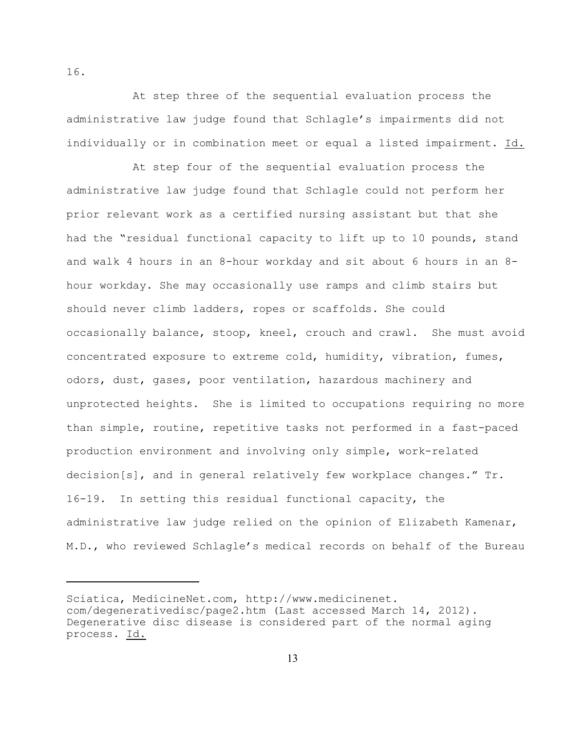16.

At step three of the sequential evaluation process the administrative law judge found that Schlagle's impairments did not individually or in combination meet or equal a listed impairment. Id.

At step four of the sequential evaluation process the administrative law judge found that Schlagle could not perform her prior relevant work as a certified nursing assistant but that she had the "residual functional capacity to lift up to 10 pounds, stand and walk 4 hours in an 8-hour workday and sit about 6 hours in an 8-hour workday. She may occasionally use ramps and climb stairs but should never climb ladders, ropes or scaffolds. She could occasionally balance, stoop, kneel, crouch and crawl. She must avoid concentrated exposure to extreme cold, humidity, vibration, fumes, odors, dust, gases, poor ventilation, hazardous machinery and unprotected heights. She is limited to occupations requiring no more than simple, routine, repetitive tasks not performed in a fast-paced production environment and involving only simple, work-related decision[s], and in general relatively few workplace changes." Tr. 16-19. In setting this residual functional capacity, the administrative law judge relied on the opinion of Elizabeth Kamenar, M.D., who reviewed Schlagle's medical records on behalf of the Bureau

---

Sciatica, MedicineNet.com, http://www.medicinenet.com/degenerativedisc/page2.htm (Last accessed March 14, 2012). Degenerative disc disease is considered part of the normal aging process. Id.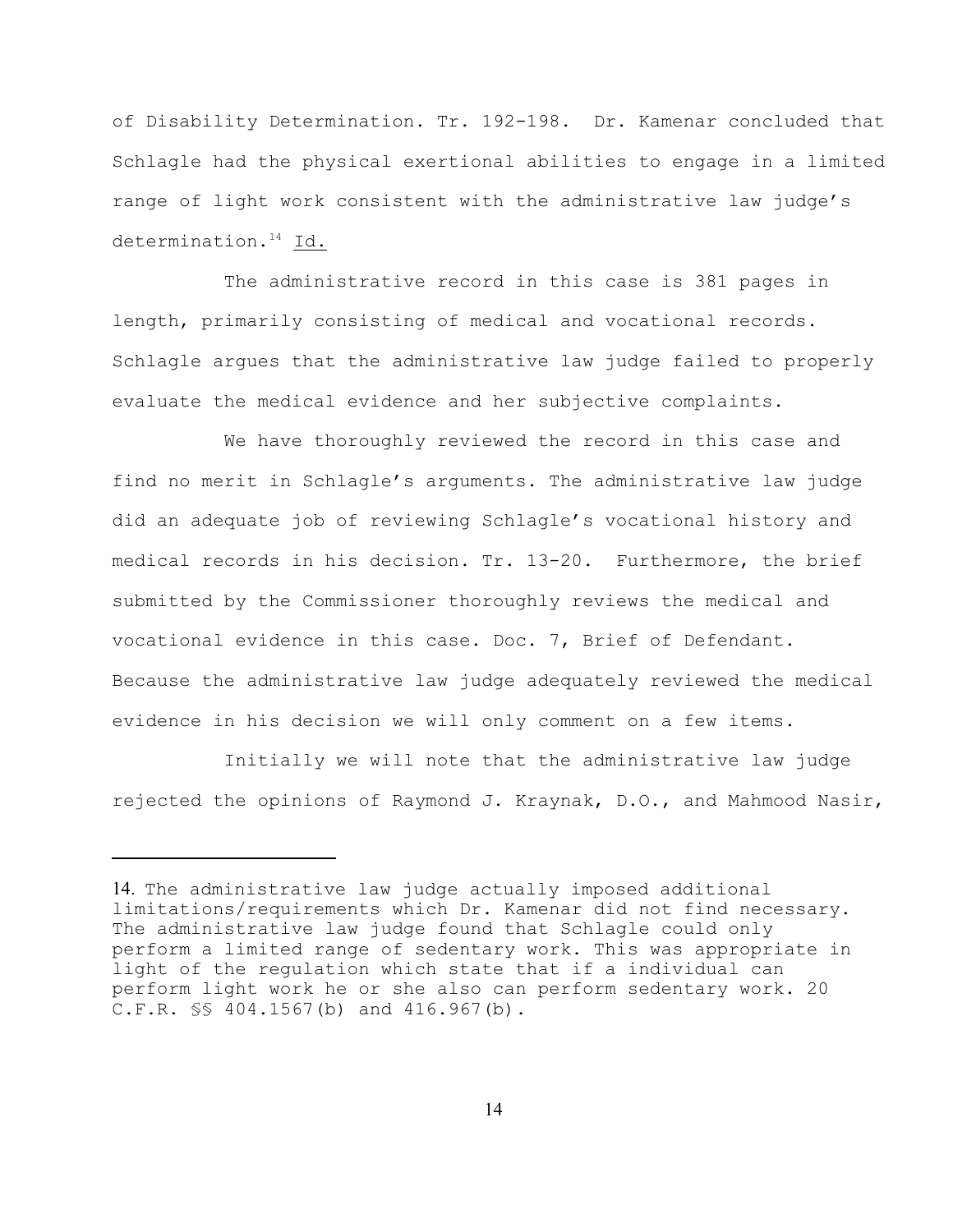of Disability Determination. Tr. 192-198. Dr. Kamenar concluded that Schlagle had the physical exertional abilities to engage in a limited range of light work consistent with the administrative law judge's determination.[14] Id.

The administrative record in this case is 381 pages in length, primarily consisting of medical and vocational records. Schlagle argues that the administrative law judge failed to properly evaluate the medical evidence and her subjective complaints.

We have thoroughly reviewed the record in this case and find no merit in Schlagle's arguments. The administrative law judge did an adequate job of reviewing Schlagle's vocational history and medical records in his decision. Tr. 13-20. Furthermore, the brief submitted by the Commissioner thoroughly reviews the medical and vocational evidence in this case. Doc. 7, Brief of Defendant. Because the administrative law judge adequately reviewed the medical evidence in his decision we will only comment on a few items.

Initially we will note that the administrative law judge rejected the opinions of Raymond J. Kraynak, D.O., and Mahmood Nasir,

---

14. The administrative law judge actually imposed additional limitations/requirements which Dr. Kamenar did not find necessary. The administrative law judge found that Schlagle could only perform a limited range of sedentary work. This was appropriate in light of the regulation which state that if a individual can perform light work he or she also can perform sedentary work. 20 C.F.R. §§ 404.1567(b) and 416.967(b).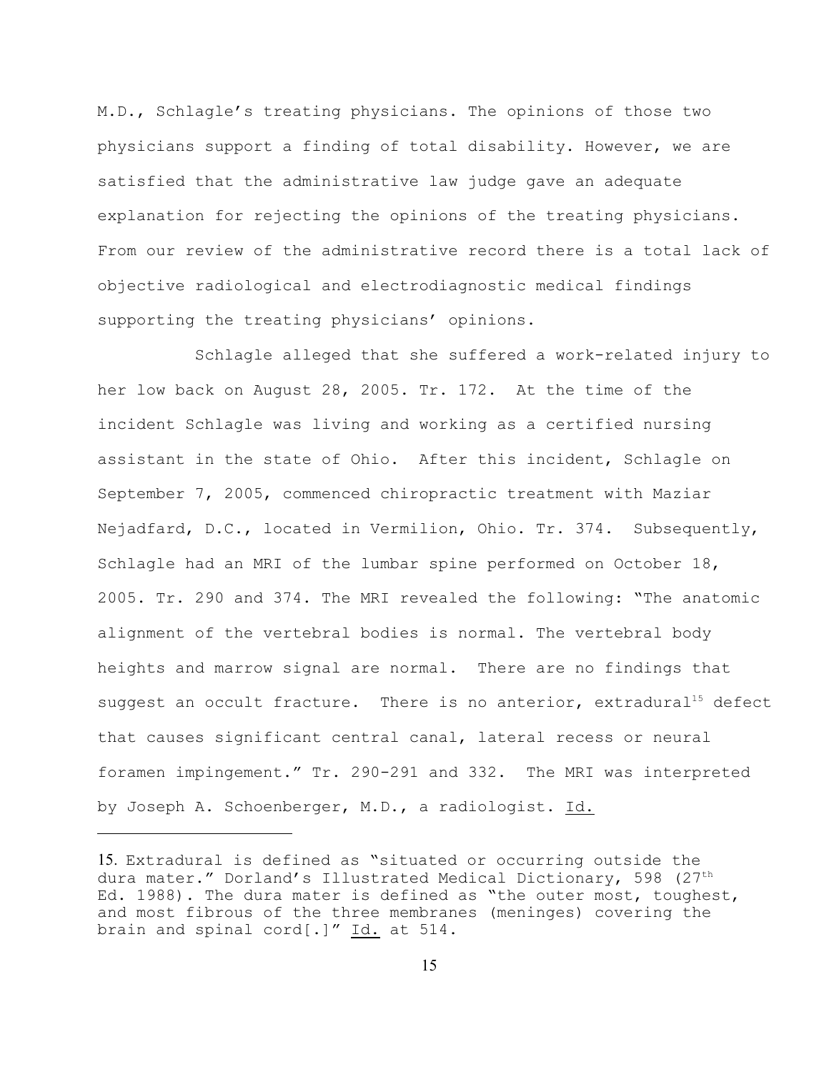M.D., Schlagle's treating physicians. The opinions of those two physicians support a finding of total disability. However, we are satisfied that the administrative law judge gave an adequate explanation for rejecting the opinions of the treating physicians. From our review of the administrative record there is a total lack of objective radiological and electrodiagnostic medical findings supporting the treating physicians' opinions.

Schlagle alleged that she suffered a work-related injury to her low back on August 28, 2005. Tr. 172. At the time of the incident Schlagle was living and working as a certified nursing assistant in the state of Ohio. After this incident, Schlagle on September 7, 2005, commenced chiropractic treatment with Maziar Nejadfard, D.C., located in Vermilion, Ohio. Tr. 374. Subsequently, Schlagle had an MRI of the lumbar spine performed on October 18, 2005. Tr. 290 and 374. The MRI revealed the following: "The anatomic alignment of the vertebral bodies is normal. The vertebral body heights and marrow signal are normal. There are no findings that suggest an occult fracture. There is no anterior, extradural[15] defect that causes significant central canal, lateral recess or neural foramen impingement." Tr. 290-291 and 332. The MRI was interpreted by Joseph A. Schoenberger, M.D., a radiologist. Id.

---

15. Extradural is defined as "situated or occurring outside the dura mater." Dorland's Illustrated Medical Dictionary, 598 (27th Ed. 1988). The dura mater is defined as "the outer most, toughest, and most fibrous of the three membranes (meninges) covering the brain and spinal cord[.]" Id. at 514.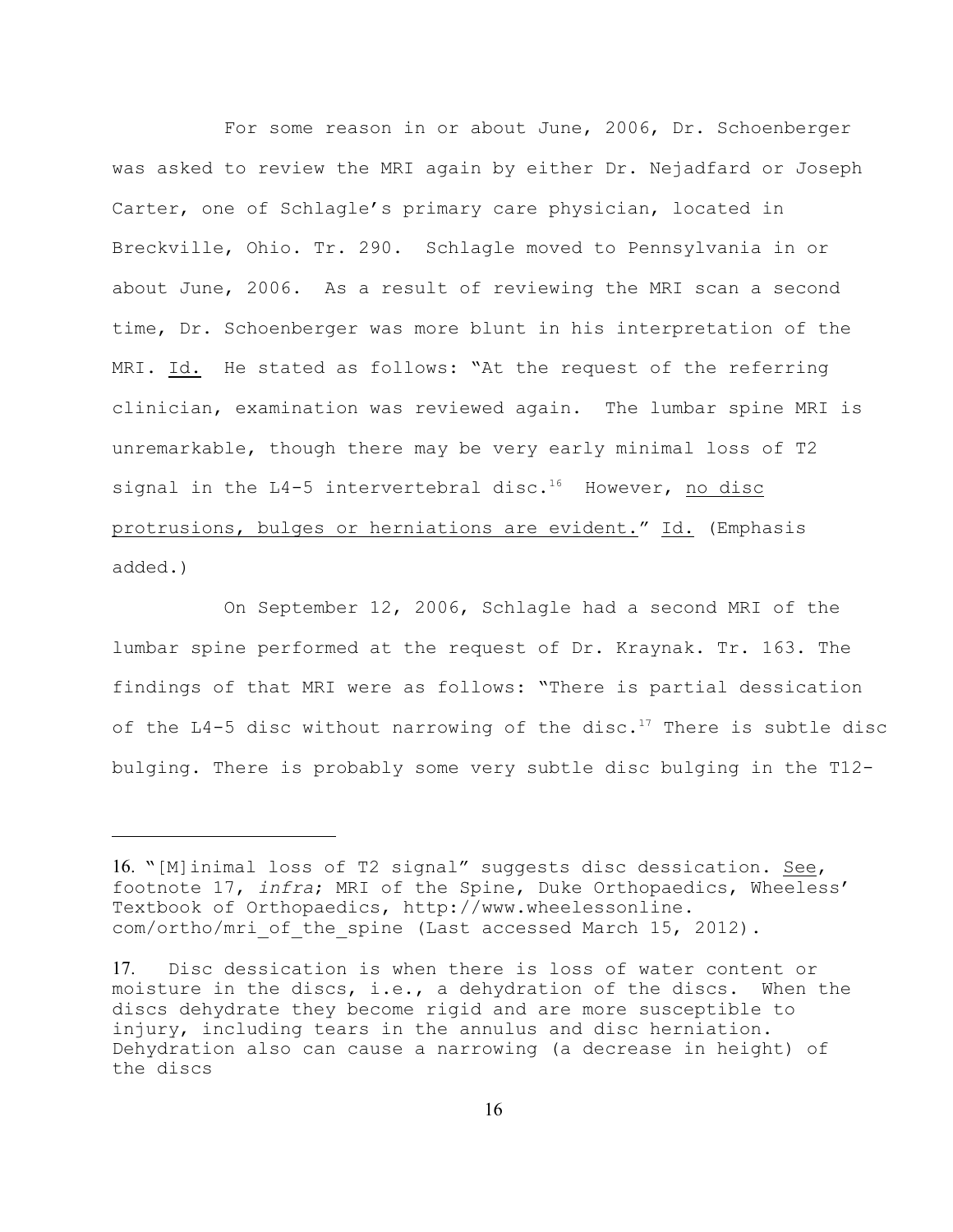For some reason in or about June, 2006, Dr. Schoenberger was asked to review the MRI again by either Dr. Nejadfard or Joseph Carter, one of Schlagle's primary care physician, located in Breckville, Ohio. Tr. 290. Schlagle moved to Pennsylvania in or about June, 2006. As a result of reviewing the MRI scan a second time, Dr. Schoenberger was more blunt in his interpretation of the MRI. Id. He stated as follows: "At the request of the referring clinician, examination was reviewed again. The lumbar spine MRI is unremarkable, though there may be very early minimal loss of T2 signal in the L4-5 intervertebral disc.[16] However, no disc protrusions, bulges or herniations are evident." Id. (Emphasis added.)

On September 12, 2006, Schlagle had a second MRI of the lumbar spine performed at the request of Dr. Kraynak. Tr. 163. The findings of that MRI were as follows: "There is partial dessication of the L4-5 disc without narrowing of the disc.[17] There is subtle disc bulging. There is probably some very subtle disc bulging in the T12-

---

16. "[M]inimal loss of T2 signal" suggests disc dessication. See, footnote 17, *infra*; MRI of the Spine, Duke Orthopaedics, Wheeless' Textbook of Orthopaedics, http://www.wheelessonline.com/ortho/mri_of_the_spine (Last accessed March 15, 2012).

17. Disc dessication is when there is loss of water content or moisture in the discs, i.e., a dehydration of the discs. When the discs dehydrate they become rigid and are more susceptible to injury, including tears in the annulus and disc herniation. Dehydration also can cause a narrowing (a decrease in height) of the discs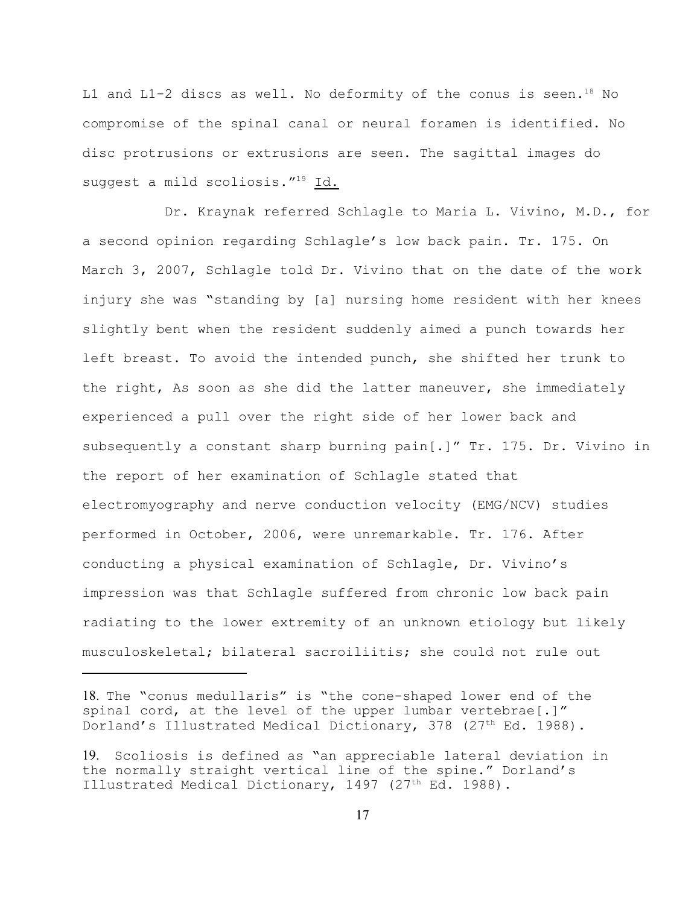L1 and L1-2 discs as well. No deformity of the conus is seen.[18] No compromise of the spinal canal or neural foramen is identified. No disc protrusions or extrusions are seen. The sagittal images do suggest a mild scoliosis."[19] Id.

Dr. Kraynak referred Schlagle to Maria L. Vivino, M.D., for a second opinion regarding Schlagle's low back pain. Tr. 175. On March 3, 2007, Schlagle told Dr. Vivino that on the date of the work injury she was "standing by [a] nursing home resident with her knees slightly bent when the resident suddenly aimed a punch towards her left breast. To avoid the intended punch, she shifted her trunk to the right, As soon as she did the latter maneuver, she immediately experienced a pull over the right side of her lower back and subsequently a constant sharp burning pain[.]" Tr. 175. Dr. Vivino in the report of her examination of Schlagle stated that electromyography and nerve conduction velocity (EMG/NCV) studies performed in October, 2006, were unremarkable. Tr. 176. After conducting a physical examination of Schlagle, Dr. Vivino's impression was that Schlagle suffered from chronic low back pain radiating to the lower extremity of an unknown etiology but likely musculoskeletal; bilateral sacroiliitis; she could not rule out

---

18. The "conus medullaris" is "the cone-shaped lower end of the spinal cord, at the level of the upper lumbar vertebrae[.]" Dorland's Illustrated Medical Dictionary, 378 (27th Ed. 1988).

19. Scoliosis is defined as "an appreciable lateral deviation in the normally straight vertical line of the spine." Dorland's Illustrated Medical Dictionary, 1497 (27th Ed. 1988).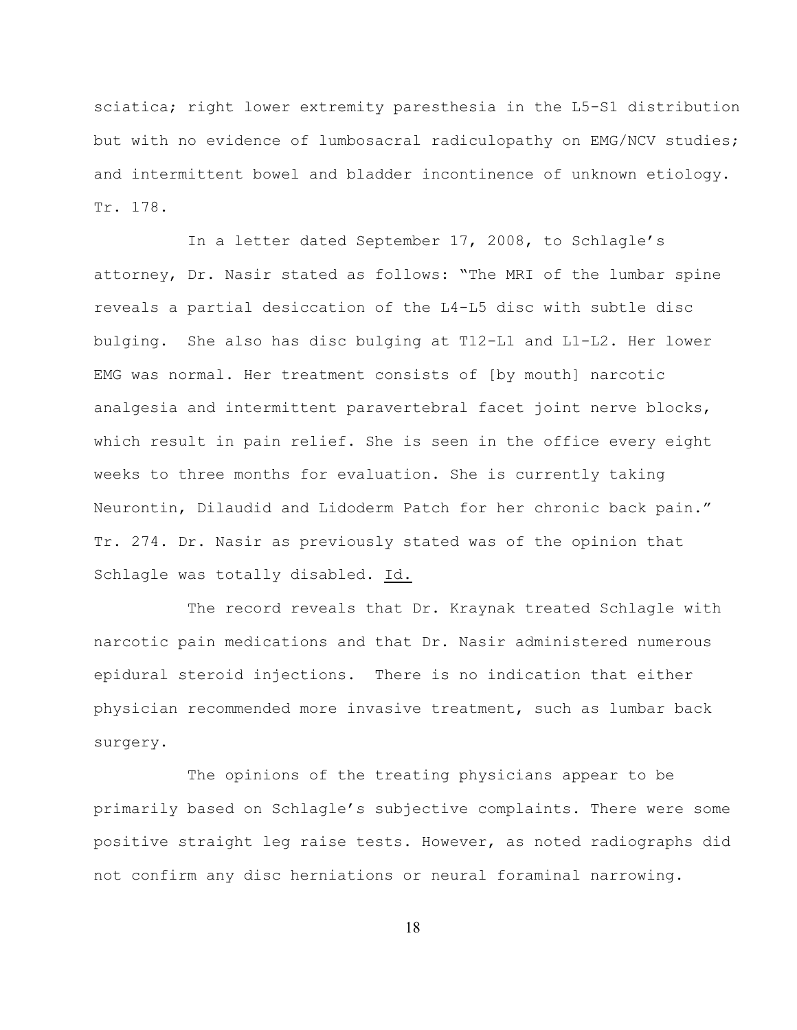sciatica; right lower extremity paresthesia in the L5-S1 distribution but with no evidence of lumbosacral radiculopathy on EMG/NCV studies; and intermittent bowel and bladder incontinence of unknown etiology. Tr. 178.

In a letter dated September 17, 2008, to Schlagle's attorney, Dr. Nasir stated as follows: "The MRI of the lumbar spine reveals a partial desiccation of the L4-L5 disc with subtle disc bulging. She also has disc bulging at T12-L1 and L1-L2. Her lower EMG was normal. Her treatment consists of [by mouth] narcotic analgesia and intermittent paravertebral facet joint nerve blocks, which result in pain relief. She is seen in the office every eight weeks to three months for evaluation. She is currently taking Neurontin, Dilaudid and Lidoderm Patch for her chronic back pain." Tr. 274. Dr. Nasir as previously stated was of the opinion that Schlagle was totally disabled. Id.

The record reveals that Dr. Kraynak treated Schlagle with narcotic pain medications and that Dr. Nasir administered numerous epidural steroid injections. There is no indication that either physician recommended more invasive treatment, such as lumbar back surgery.

The opinions of the treating physicians appear to be primarily based on Schlagle's subjective complaints. There were some positive straight leg raise tests. However, as noted radiographs did not confirm any disc herniations or neural foraminal narrowing.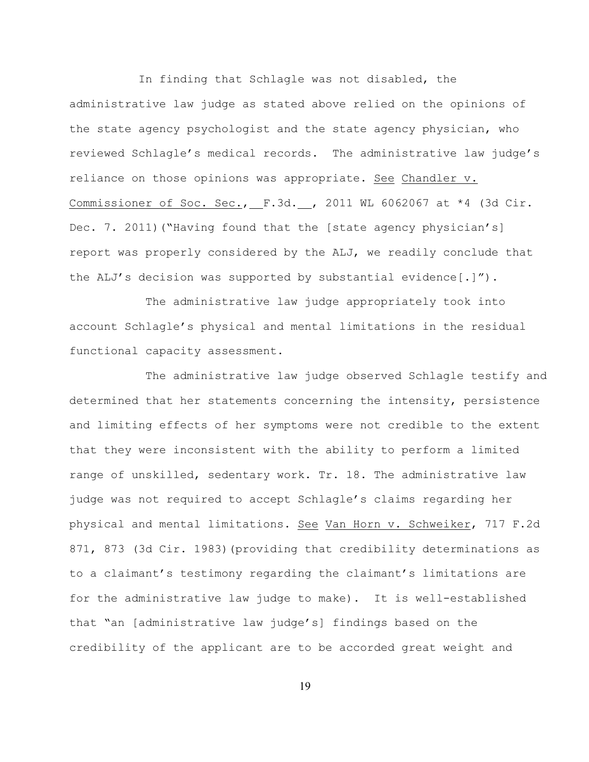In finding that Schlagle was not disabled, the administrative law judge as stated above relied on the opinions of the state agency psychologist and the state agency physician, who reviewed Schlagle's medical records. The administrative law judge's reliance on those opinions was appropriate. See Chandler v. Commissioner of Soc. Sec., __F.3d.__, 2011 WL 6062067 at *4 (3d Cir. Dec. 7. 2011)("Having found that the [state agency physician's] report was properly considered by the ALJ, we readily conclude that the ALJ's decision was supported by substantial evidence[.]").

The administrative law judge appropriately took into account Schlagle's physical and mental limitations in the residual functional capacity assessment.

The administrative law judge observed Schlagle testify and determined that her statements concerning the intensity, persistence and limiting effects of her symptoms were not credible to the extent that they were inconsistent with the ability to perform a limited range of unskilled, sedentary work. Tr. 18. The administrative law judge was not required to accept Schlagle's claims regarding her physical and mental limitations. See Van Horn v. Schweiker, 717 F.2d 871, 873 (3d Cir. 1983)(providing that credibility determinations as to a claimant's testimony regarding the claimant's limitations are for the administrative law judge to make). It is well-established that "an [administrative law judge's] findings based on the credibility of the applicant are to be accorded great weight and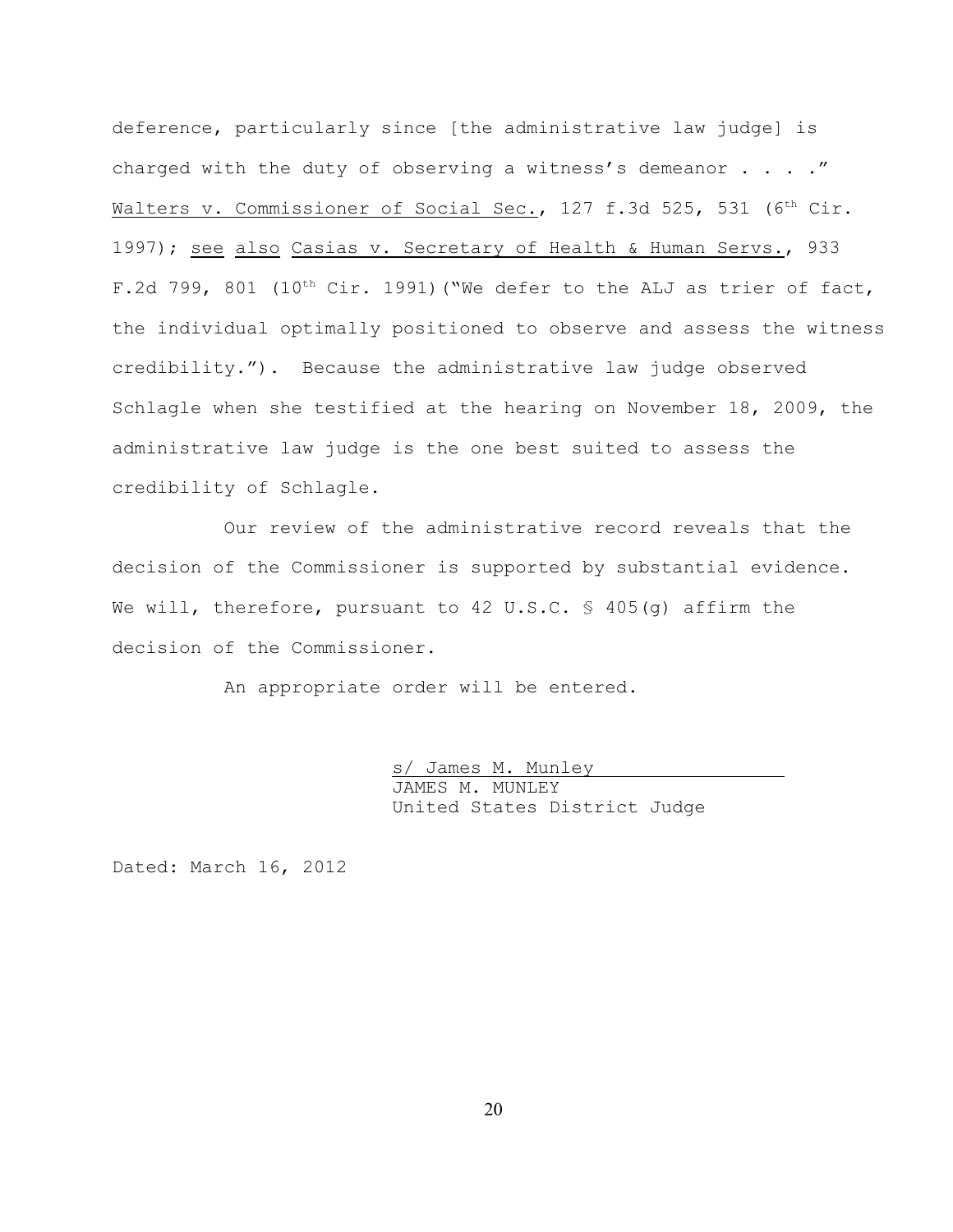deference, particularly since [the administrative law judge] is charged with the duty of observing a witness's demeanor . . . ." Walters v. Commissioner of Social Sec., 127 f.3d 525, 531 (6th Cir. 1997); see also Casias v. Secretary of Health & Human Servs., 933 F.2d 799, 801 (10th Cir. 1991)("We defer to the ALJ as trier of fact, the individual optimally positioned to observe and assess the witness credibility."). Because the administrative law judge observed Schlagle when she testified at the hearing on November 18, 2009, the administrative law judge is the one best suited to assess the credibility of Schlagle.

Our review of the administrative record reveals that the decision of the Commissioner is supported by substantial evidence. We will, therefore, pursuant to 42 U.S.C. § 405(g) affirm the decision of the Commissioner.

An appropriate order will be entered.

s/ James M. Munley
JAMES M. MUNLEY
United States District Judge

Dated: March 16, 2012